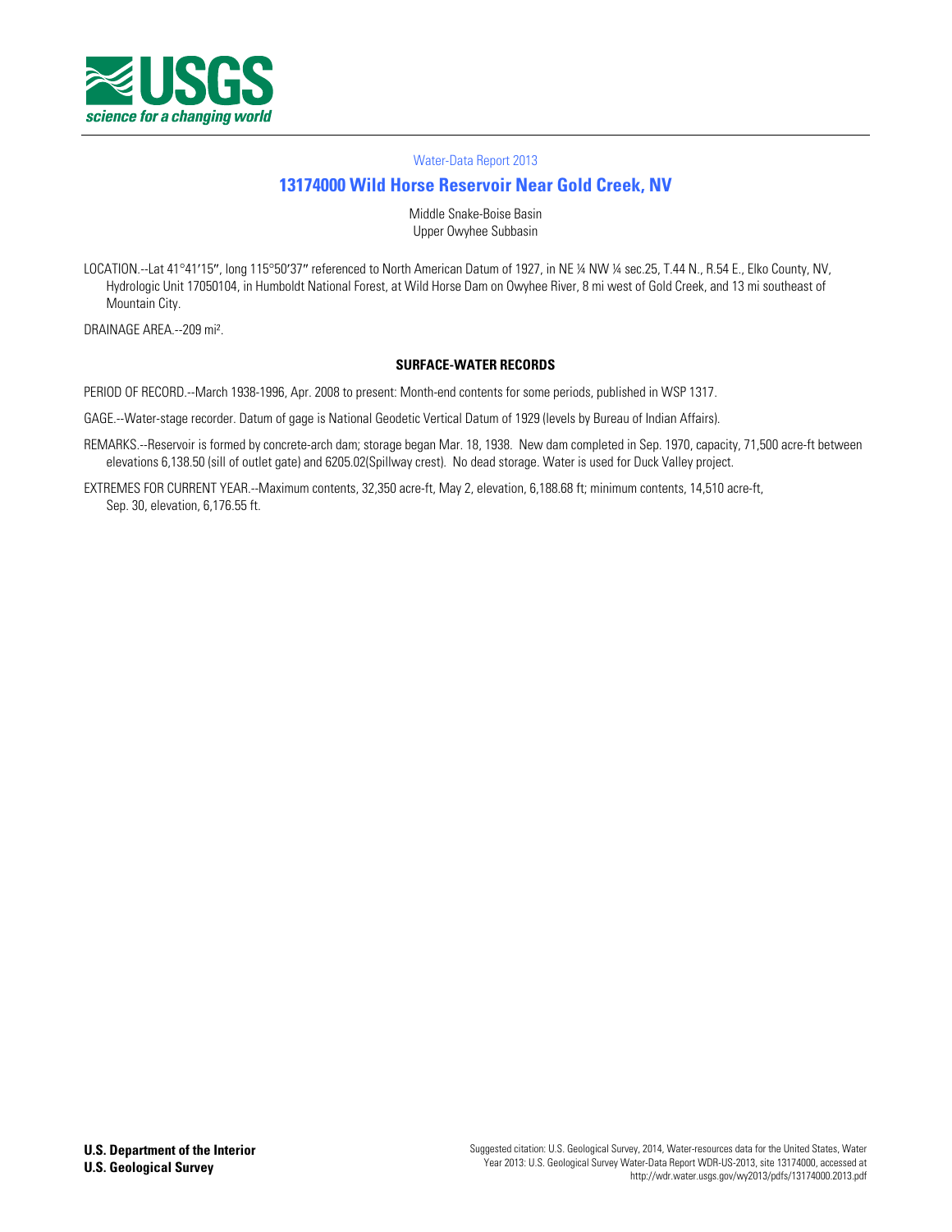Water-Data Report 2013

# 13174000 Wild Horse Reservoir Near Gold Creek, NV

Middle Snake-Boise Basin
Upper Owyhee Subbasin

LOCATION.--Lat 41°41′15″, long 115°50′37″ referenced to North American Datum of 1927, in NE ¼ NW ¼ sec.25, T.44 N., R.54 E., Elko County, NV, Hydrologic Unit 17050104, in Humboldt National Forest, at Wild Horse Dam on Owyhee River, 8 mi west of Gold Creek, and 13 mi southeast of Mountain City.

DRAINAGE AREA.--209 mi².

## SURFACE-WATER RECORDS

PERIOD OF RECORD.--March 1938-1996, Apr. 2008 to present: Month-end contents for some periods, published in WSP 1317.

GAGE.--Water-stage recorder. Datum of gage is National Geodetic Vertical Datum of 1929 (levels by Bureau of Indian Affairs).

REMARKS.--Reservoir is formed by concrete-arch dam; storage began Mar. 18, 1938. New dam completed in Sep. 1970, capacity, 71,500 acre-ft between elevations 6,138.50 (sill of outlet gate) and 6205.02(Spillway crest). No dead storage. Water is used for Duck Valley project.

EXTREMES FOR CURRENT YEAR.--Maximum contents, 32,350 acre-ft, May 2, elevation, 6,188.68 ft; minimum contents, 14,510 acre-ft, Sep. 30, elevation, 6,176.55 ft.

**U.S. Department of the Interior**
**U.S. Geological Survey**

Suggested citation: U.S. Geological Survey, 2014, Water-resources data for the United States, Water Year 2013: U.S. Geological Survey Water-Data Report WDR-US-2013, site 13174000, accessed at http://wdr.water.usgs.gov/wy2013/pdfs/13174000.2013.pdf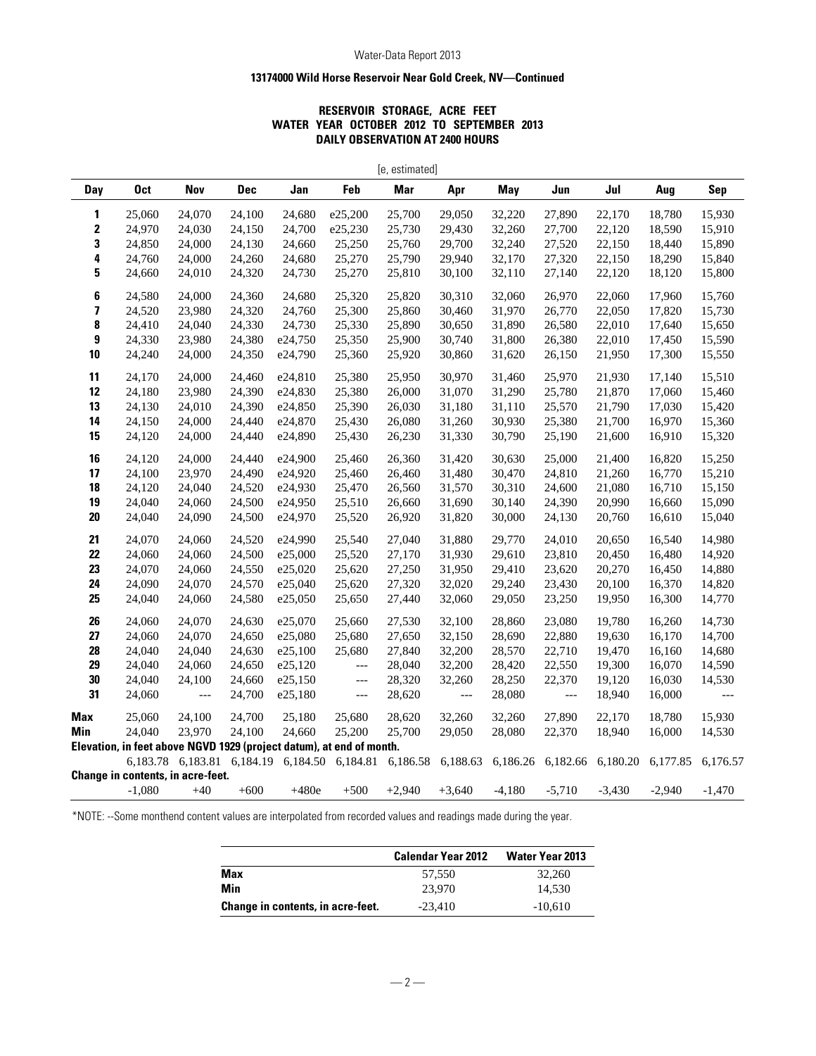### 13174000 Wild Horse Reservoir Near Gold Creek, NV—Continued

**RESERVOIR STORAGE, ACRE FEET**
**WATER YEAR OCTOBER 2012 TO SEPTEMBER 2013**
**DAILY OBSERVATION AT 2400 HOURS**

[e, estimated]

| Day | Oct | Nov | Dec | Jan | Feb | Mar | Apr | May | Jun | Jul | Aug | Sep |
|---|---|---|---|---|---|---|---|---|---|---|---|---|
| 1 | 25,060 | 24,070 | 24,100 | 24,680 | e25,200 | 25,700 | 29,050 | 32,220 | 27,890 | 22,170 | 18,780 | 15,930 |
| 2 | 24,970 | 24,030 | 24,150 | 24,700 | e25,230 | 25,730 | 29,430 | 32,260 | 27,700 | 22,120 | 18,590 | 15,910 |
| 3 | 24,850 | 24,000 | 24,130 | 24,660 | 25,250 | 25,760 | 29,700 | 32,240 | 27,520 | 22,150 | 18,440 | 15,890 |
| 4 | 24,760 | 24,000 | 24,260 | 24,680 | 25,270 | 25,790 | 29,940 | 32,170 | 27,320 | 22,150 | 18,290 | 15,840 |
| 5 | 24,660 | 24,010 | 24,320 | 24,730 | 25,270 | 25,810 | 30,100 | 32,110 | 27,140 | 22,120 | 18,120 | 15,800 |
| 6 | 24,580 | 24,000 | 24,360 | 24,680 | 25,320 | 25,820 | 30,310 | 32,060 | 26,970 | 22,060 | 17,960 | 15,760 |
| 7 | 24,520 | 23,980 | 24,320 | 24,760 | 25,300 | 25,860 | 30,460 | 31,970 | 26,770 | 22,050 | 17,820 | 15,730 |
| 8 | 24,410 | 24,040 | 24,330 | 24,730 | 25,330 | 25,890 | 30,650 | 31,890 | 26,580 | 22,010 | 17,640 | 15,650 |
| 9 | 24,330 | 23,980 | 24,380 | e24,750 | 25,350 | 25,900 | 30,740 | 31,800 | 26,380 | 22,010 | 17,450 | 15,590 |
| 10 | 24,240 | 24,000 | 24,350 | e24,790 | 25,360 | 25,920 | 30,860 | 31,620 | 26,150 | 21,950 | 17,300 | 15,550 |
| 11 | 24,170 | 24,000 | 24,460 | e24,810 | 25,380 | 25,950 | 30,970 | 31,460 | 25,970 | 21,930 | 17,140 | 15,510 |
| 12 | 24,180 | 23,980 | 24,390 | e24,830 | 25,380 | 26,000 | 31,070 | 31,290 | 25,780 | 21,870 | 17,060 | 15,460 |
| 13 | 24,130 | 24,010 | 24,390 | e24,850 | 25,390 | 26,030 | 31,180 | 31,110 | 25,570 | 21,790 | 17,030 | 15,420 |
| 14 | 24,150 | 24,000 | 24,440 | e24,870 | 25,430 | 26,080 | 31,260 | 30,930 | 25,380 | 21,700 | 16,970 | 15,360 |
| 15 | 24,120 | 24,000 | 24,440 | e24,890 | 25,430 | 26,230 | 31,330 | 30,790 | 25,190 | 21,600 | 16,910 | 15,320 |
| 16 | 24,120 | 24,000 | 24,440 | e24,900 | 25,460 | 26,360 | 31,420 | 30,630 | 25,000 | 21,400 | 16,820 | 15,250 |
| 17 | 24,100 | 23,970 | 24,490 | e24,920 | 25,460 | 26,460 | 31,480 | 30,470 | 24,810 | 21,260 | 16,770 | 15,210 |
| 18 | 24,120 | 24,040 | 24,520 | e24,930 | 25,470 | 26,560 | 31,570 | 30,310 | 24,600 | 21,080 | 16,710 | 15,150 |
| 19 | 24,040 | 24,060 | 24,500 | e24,950 | 25,510 | 26,660 | 31,690 | 30,140 | 24,390 | 20,990 | 16,660 | 15,090 |
| 20 | 24,040 | 24,090 | 24,500 | e24,970 | 25,520 | 26,920 | 31,820 | 30,000 | 24,130 | 20,760 | 16,610 | 15,040 |
| 21 | 24,070 | 24,060 | 24,520 | e24,990 | 25,540 | 27,040 | 31,880 | 29,770 | 24,010 | 20,650 | 16,540 | 14,980 |
| 22 | 24,060 | 24,060 | 24,500 | e25,000 | 25,520 | 27,170 | 31,930 | 29,610 | 23,810 | 20,450 | 16,480 | 14,920 |
| 23 | 24,070 | 24,060 | 24,550 | e25,020 | 25,620 | 27,250 | 31,950 | 29,410 | 23,620 | 20,270 | 16,450 | 14,880 |
| 24 | 24,090 | 24,070 | 24,570 | e25,040 | 25,620 | 27,320 | 32,020 | 29,240 | 23,430 | 20,100 | 16,370 | 14,820 |
| 25 | 24,040 | 24,060 | 24,580 | e25,050 | 25,650 | 27,440 | 32,060 | 29,050 | 23,250 | 19,950 | 16,300 | 14,770 |
| 26 | 24,060 | 24,070 | 24,630 | e25,070 | 25,660 | 27,530 | 32,100 | 28,860 | 23,080 | 19,780 | 16,260 | 14,730 |
| 27 | 24,060 | 24,070 | 24,650 | e25,080 | 25,680 | 27,650 | 32,150 | 28,690 | 22,880 | 19,630 | 16,170 | 14,700 |
| 28 | 24,040 | 24,040 | 24,630 | e25,100 | 25,680 | 27,840 | 32,200 | 28,570 | 22,710 | 19,470 | 16,160 | 14,680 |
| 29 | 24,040 | 24,060 | 24,650 | e25,120 | --- | 28,040 | 32,200 | 28,420 | 22,550 | 19,300 | 16,070 | 14,590 |
| 30 | 24,040 | 24,100 | 24,660 | e25,150 | --- | 28,320 | 32,260 | 28,250 | 22,370 | 19,120 | 16,030 | 14,530 |
| 31 | 24,060 | --- | 24,700 | e25,180 | --- | 28,620 | --- | 28,080 | --- | 18,940 | 16,000 | --- |
| **Max** | 25,060 | 24,100 | 24,700 | 25,180 | 25,680 | 28,620 | 32,260 | 32,260 | 27,890 | 22,170 | 18,780 | 15,930 |
| **Min** | 24,040 | 23,970 | 24,100 | 24,660 | 25,200 | 25,700 | 29,050 | 28,080 | 22,370 | 18,940 | 16,000 | 14,530 |
| **Elevation, in feet above NGVD 1929 (project datum), at end of month.** | | | | | | | | | | | | |
| | 6,183.78 | 6,183.81 | 6,184.19 | 6,184.50 | 6,184.81 | 6,186.58 | 6,188.63 | 6,186.26 | 6,182.66 | 6,180.20 | 6,177.85 | 6,176.57 |
| **Change in contents, in acre-feet.** | | | | | | | | | | | | |
| | -1,080 | +40 | +600 | +480e | +500 | +2,940 | +3,640 | -4,180 | -5,710 | -3,430 | -2,940 | -1,470 |

*NOTE: --Some monthend content values are interpolated from recorded values and readings made during the year.

| | Calendar Year 2012 | Water Year 2013 |
|---|---|---|
| **Max** | 57,550 | 32,260 |
| **Min** | 23,970 | 14,530 |
| **Change in contents, in acre-feet.** | -23,410 | -10,610 |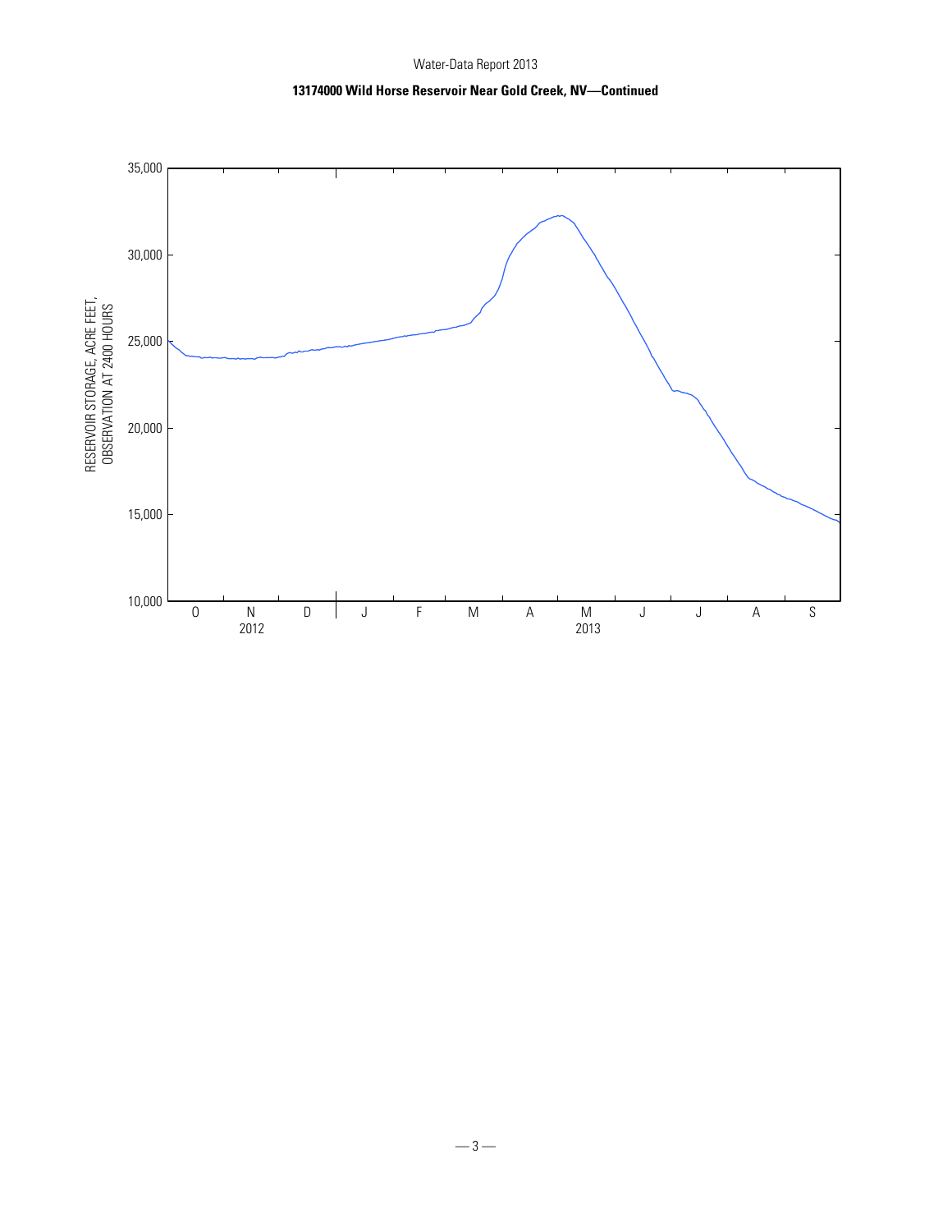13174000 Wild Horse Reservoir Near Gold Creek, NV—Continued

RESERVOIR STORAGE, ACRE FEET,
OBSERVATION AT 2400 HOURS

35,000
30,000
25,000
20,000
15,000
10,000

O N D J F M A M J J A S
2012 2013